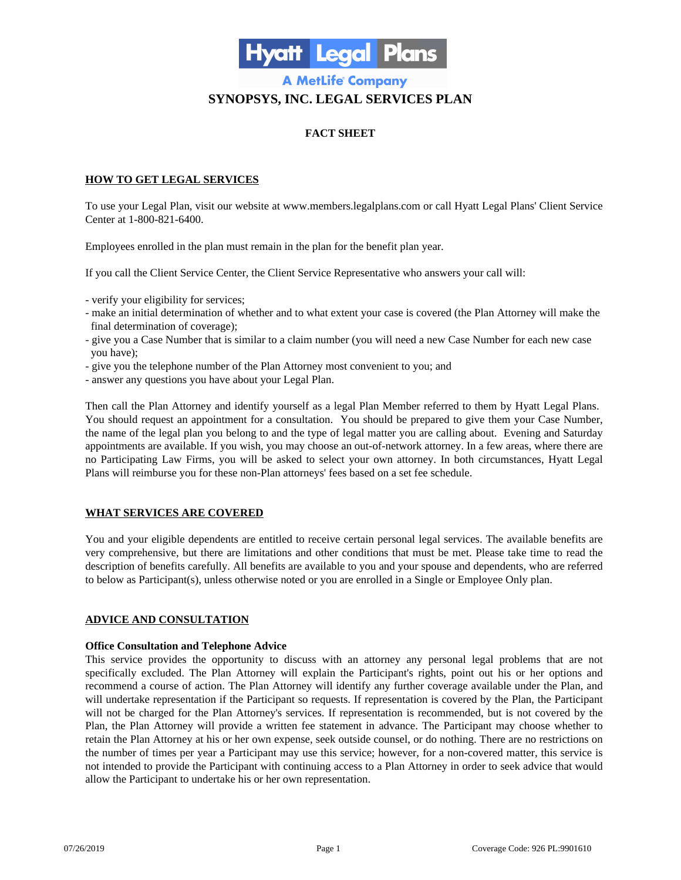Hyatt Legal Plans

A MetLife Company

# SYNOPSYS, INC. LEGAL SERVICES PLAN

## FACT SHEET

### HOW TO GET LEGAL SERVICES

To use your Legal Plan, visit our website at www.members.legalplans.com or call Hyatt Legal Plans' Client Service Center at 1-800-821-6400.

Employees enrolled in the plan must remain in the plan for the benefit plan year.

If you call the Client Service Center, the Client Service Representative who answers your call will:

- verify your eligibility for services;
- make an initial determination of whether and to what extent your case is covered (the Plan Attorney will make the final determination of coverage);
- give you a Case Number that is similar to a claim number (you will need a new Case Number for each new case you have);
- give you the telephone number of the Plan Attorney most convenient to you; and
- answer any questions you have about your Legal Plan.

Then call the Plan Attorney and identify yourself as a legal Plan Member referred to them by Hyatt Legal Plans. You should request an appointment for a consultation. You should be prepared to give them your Case Number, the name of the legal plan you belong to and the type of legal matter you are calling about. Evening and Saturday appointments are available. If you wish, you may choose an out-of-network attorney. In a few areas, where there are no Participating Law Firms, you will be asked to select your own attorney. In both circumstances, Hyatt Legal Plans will reimburse you for these non-Plan attorneys' fees based on a set fee schedule.

### WHAT SERVICES ARE COVERED

You and your eligible dependents are entitled to receive certain personal legal services. The available benefits are very comprehensive, but there are limitations and other conditions that must be met. Please take time to read the description of benefits carefully. All benefits are available to you and your spouse and dependents, who are referred to below as Participant(s), unless otherwise noted or you are enrolled in a Single or Employee Only plan.

### ADVICE AND CONSULTATION

**Office Consultation and Telephone Advice**
This service provides the opportunity to discuss with an attorney any personal legal problems that are not specifically excluded. The Plan Attorney will explain the Participant's rights, point out his or her options and recommend a course of action. The Plan Attorney will identify any further coverage available under the Plan, and will undertake representation if the Participant so requests. If representation is covered by the Plan, the Participant will not be charged for the Plan Attorney's services. If representation is recommended, but is not covered by the Plan, the Plan Attorney will provide a written fee statement in advance. The Participant may choose whether to retain the Plan Attorney at his or her own expense, seek outside counsel, or do nothing. There are no restrictions on the number of times per year a Participant may use this service; however, for a non-covered matter, this service is not intended to provide the Participant with continuing access to a Plan Attorney in order to seek advice that would allow the Participant to undertake his or her own representation.

07/26/2019 Coverage Code: 926 PL:9901610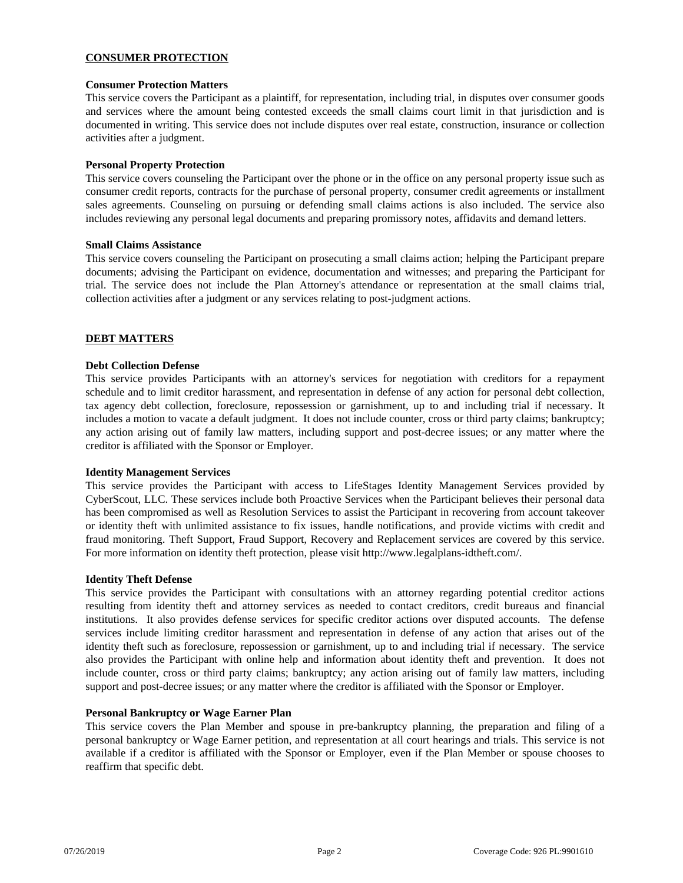## CONSUMER PROTECTION

### Consumer Protection Matters

This service covers the Participant as a plaintiff, for representation, including trial, in disputes over consumer goods and services where the amount being contested exceeds the small claims court limit in that jurisdiction and is documented in writing. This service does not include disputes over real estate, construction, insurance or collection activities after a judgment.

### Personal Property Protection

This service covers counseling the Participant over the phone or in the office on any personal property issue such as consumer credit reports, contracts for the purchase of personal property, consumer credit agreements or installment sales agreements. Counseling on pursuing or defending small claims actions is also included. The service also includes reviewing any personal legal documents and preparing promissory notes, affidavits and demand letters.

### Small Claims Assistance

This service covers counseling the Participant on prosecuting a small claims action; helping the Participant prepare documents; advising the Participant on evidence, documentation and witnesses; and preparing the Participant for trial. The service does not include the Plan Attorney's attendance or representation at the small claims trial, collection activities after a judgment or any services relating to post-judgment actions.

## DEBT MATTERS

### Debt Collection Defense

This service provides Participants with an attorney's services for negotiation with creditors for a repayment schedule and to limit creditor harassment, and representation in defense of any action for personal debt collection, tax agency debt collection, foreclosure, repossession or garnishment, up to and including trial if necessary. It includes a motion to vacate a default judgment. It does not include counter, cross or third party claims; bankruptcy; any action arising out of family law matters, including support and post-decree issues; or any matter where the creditor is affiliated with the Sponsor or Employer.

### Identity Management Services

This service provides the Participant with access to LifeStages Identity Management Services provided by CyberScout, LLC. These services include both Proactive Services when the Participant believes their personal data has been compromised as well as Resolution Services to assist the Participant in recovering from account takeover or identity theft with unlimited assistance to fix issues, handle notifications, and provide victims with credit and fraud monitoring. Theft Support, Fraud Support, Recovery and Replacement services are covered by this service. For more information on identity theft protection, please visit http://www.legalplans-idtheft.com/.

### Identity Theft Defense

This service provides the Participant with consultations with an attorney regarding potential creditor actions resulting from identity theft and attorney services as needed to contact creditors, credit bureaus and financial institutions. It also provides defense services for specific creditor actions over disputed accounts. The defense services include limiting creditor harassment and representation in defense of any action that arises out of the identity theft such as foreclosure, repossession or garnishment, up to and including trial if necessary. The service also provides the Participant with online help and information about identity theft and prevention. It does not include counter, cross or third party claims; bankruptcy; any action arising out of family law matters, including support and post-decree issues; or any matter where the creditor is affiliated with the Sponsor or Employer.

### Personal Bankruptcy or Wage Earner Plan

This service covers the Plan Member and spouse in pre-bankruptcy planning, the preparation and filing of a personal bankruptcy or Wage Earner petition, and representation at all court hearings and trials. This service is not available if a creditor is affiliated with the Sponsor or Employer, even if the Plan Member or spouse chooses to reaffirm that specific debt.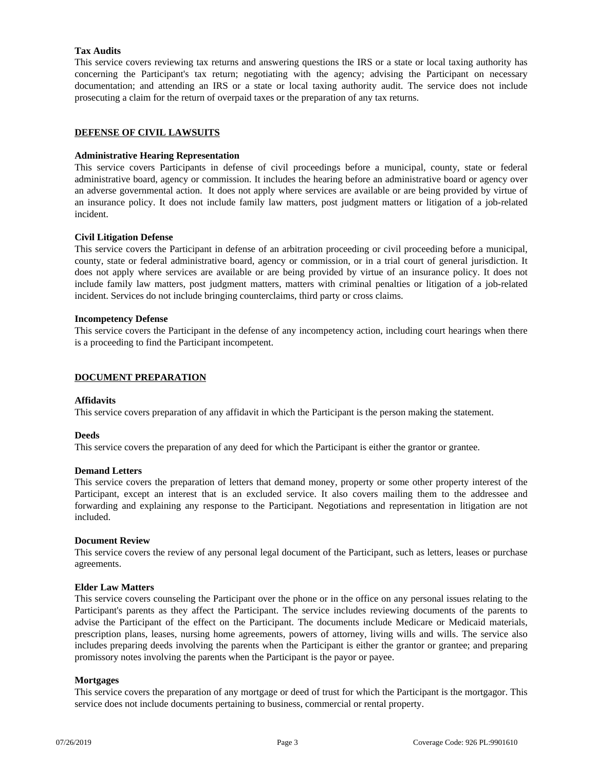**Tax Audits**

This service covers reviewing tax returns and answering questions the IRS or a state or local taxing authority has concerning the Participant's tax return; negotiating with the agency; advising the Participant on necessary documentation; and attending an IRS or a state or local taxing authority audit. The service does not include prosecuting a claim for the return of overpaid taxes or the preparation of any tax returns.

## DEFENSE OF CIVIL LAWSUITS

**Administrative Hearing Representation**

This service covers Participants in defense of civil proceedings before a municipal, county, state or federal administrative board, agency or commission. It includes the hearing before an administrative board or agency over an adverse governmental action. It does not apply where services are available or are being provided by virtue of an insurance policy. It does not include family law matters, post judgment matters or litigation of a job-related incident.

**Civil Litigation Defense**

This service covers the Participant in defense of an arbitration proceeding or civil proceeding before a municipal, county, state or federal administrative board, agency or commission, or in a trial court of general jurisdiction. It does not apply where services are available or are being provided by virtue of an insurance policy. It does not include family law matters, post judgment matters, matters with criminal penalties or litigation of a job-related incident. Services do not include bringing counterclaims, third party or cross claims.

**Incompetency Defense**

This service covers the Participant in the defense of any incompetency action, including court hearings when there is a proceeding to find the Participant incompetent.

## DOCUMENT PREPARATION

**Affidavits**

This service covers preparation of any affidavit in which the Participant is the person making the statement.

**Deeds**

This service covers the preparation of any deed for which the Participant is either the grantor or grantee.

**Demand Letters**

This service covers the preparation of letters that demand money, property or some other property interest of the Participant, except an interest that is an excluded service. It also covers mailing them to the addressee and forwarding and explaining any response to the Participant. Negotiations and representation in litigation are not included.

**Document Review**

This service covers the review of any personal legal document of the Participant, such as letters, leases or purchase agreements.

**Elder Law Matters**

This service covers counseling the Participant over the phone or in the office on any personal issues relating to the Participant's parents as they affect the Participant. The service includes reviewing documents of the parents to advise the Participant of the effect on the Participant. The documents include Medicare or Medicaid materials, prescription plans, leases, nursing home agreements, powers of attorney, living wills and wills. The service also includes preparing deeds involving the parents when the Participant is either the grantor or grantee; and preparing promissory notes involving the parents when the Participant is the payor or payee.

**Mortgages**

This service covers the preparation of any mortgage or deed of trust for which the Participant is the mortgagor. This service does not include documents pertaining to business, commercial or rental property.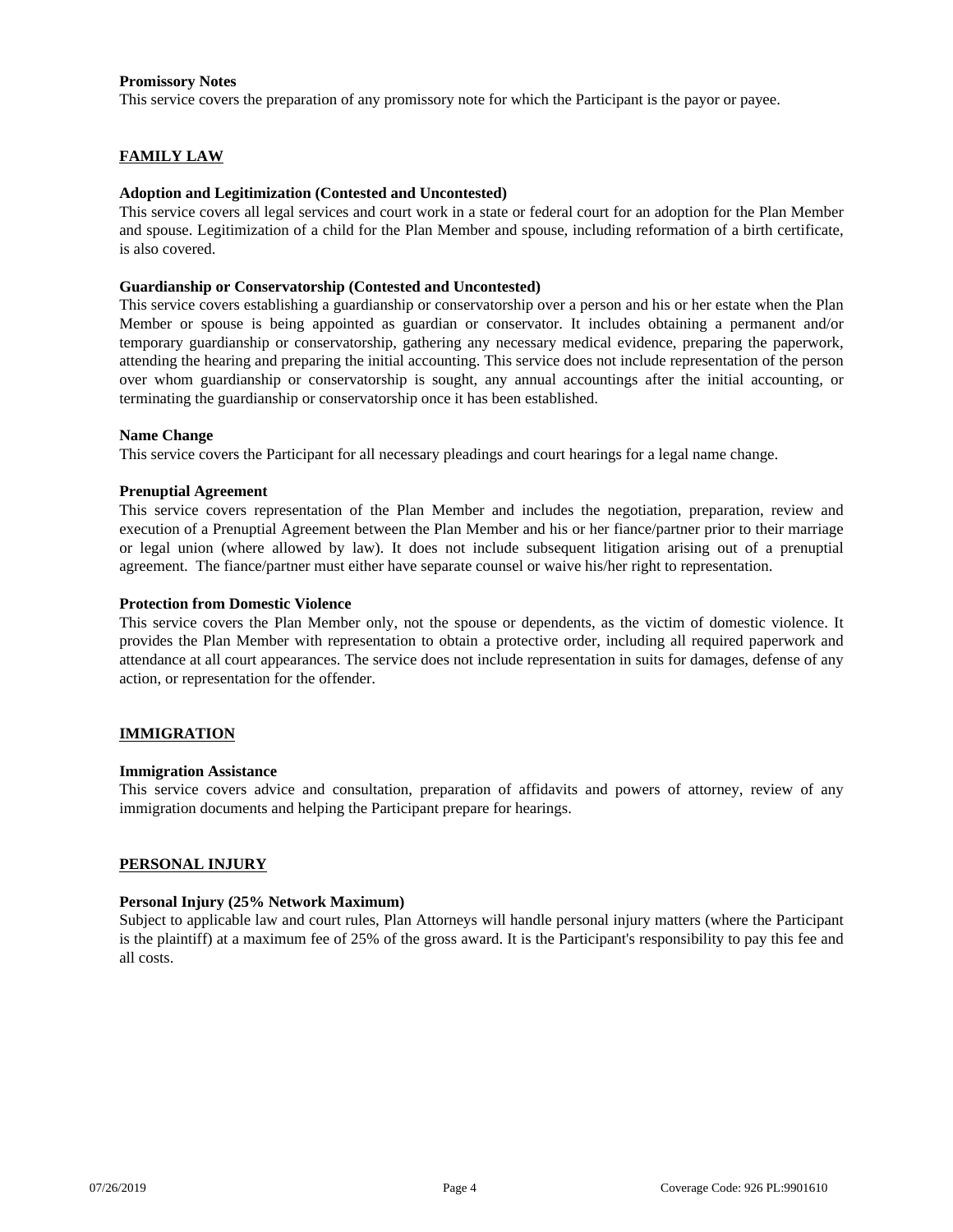**Promissory Notes**

This service covers the preparation of any promissory note for which the Participant is the payor or payee.

## FAMILY LAW

**Adoption and Legitimization (Contested and Uncontested)**

This service covers all legal services and court work in a state or federal court for an adoption for the Plan Member and spouse. Legitimization of a child for the Plan Member and spouse, including reformation of a birth certificate, is also covered.

**Guardianship or Conservatorship (Contested and Uncontested)**

This service covers establishing a guardianship or conservatorship over a person and his or her estate when the Plan Member or spouse is being appointed as guardian or conservator. It includes obtaining a permanent and/or temporary guardianship or conservatorship, gathering any necessary medical evidence, preparing the paperwork, attending the hearing and preparing the initial accounting. This service does not include representation of the person over whom guardianship or conservatorship is sought, any annual accountings after the initial accounting, or terminating the guardianship or conservatorship once it has been established.

**Name Change**

This service covers the Participant for all necessary pleadings and court hearings for a legal name change.

**Prenuptial Agreement**

This service covers representation of the Plan Member and includes the negotiation, preparation, review and execution of a Prenuptial Agreement between the Plan Member and his or her fiance/partner prior to their marriage or legal union (where allowed by law). It does not include subsequent litigation arising out of a prenuptial agreement. The fiance/partner must either have separate counsel or waive his/her right to representation.

**Protection from Domestic Violence**

This service covers the Plan Member only, not the spouse or dependents, as the victim of domestic violence. It provides the Plan Member with representation to obtain a protective order, including all required paperwork and attendance at all court appearances. The service does not include representation in suits for damages, defense of any action, or representation for the offender.

## IMMIGRATION

**Immigration Assistance**

This service covers advice and consultation, preparation of affidavits and powers of attorney, review of any immigration documents and helping the Participant prepare for hearings.

## PERSONAL INJURY

**Personal Injury (25% Network Maximum)**

Subject to applicable law and court rules, Plan Attorneys will handle personal injury matters (where the Participant is the plaintiff) at a maximum fee of 25% of the gross award. It is the Participant's responsibility to pay this fee and all costs.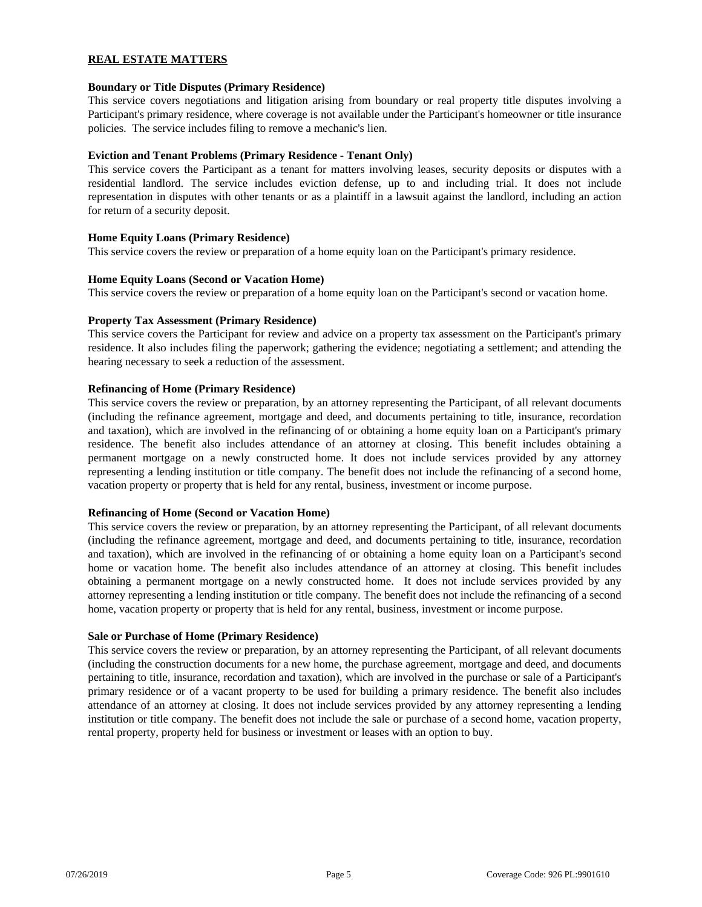## REAL ESTATE MATTERS

**Boundary or Title Disputes (Primary Residence)**
This service covers negotiations and litigation arising from boundary or real property title disputes involving a Participant's primary residence, where coverage is not available under the Participant's homeowner or title insurance policies. The service includes filing to remove a mechanic's lien.

**Eviction and Tenant Problems (Primary Residence - Tenant Only)**
This service covers the Participant as a tenant for matters involving leases, security deposits or disputes with a residential landlord. The service includes eviction defense, up to and including trial. It does not include representation in disputes with other tenants or as a plaintiff in a lawsuit against the landlord, including an action for return of a security deposit.

**Home Equity Loans (Primary Residence)**
This service covers the review or preparation of a home equity loan on the Participant's primary residence.

**Home Equity Loans (Second or Vacation Home)**
This service covers the review or preparation of a home equity loan on the Participant's second or vacation home.

**Property Tax Assessment (Primary Residence)**
This service covers the Participant for review and advice on a property tax assessment on the Participant's primary residence. It also includes filing the paperwork; gathering the evidence; negotiating a settlement; and attending the hearing necessary to seek a reduction of the assessment.

**Refinancing of Home (Primary Residence)**
This service covers the review or preparation, by an attorney representing the Participant, of all relevant documents (including the refinance agreement, mortgage and deed, and documents pertaining to title, insurance, recordation and taxation), which are involved in the refinancing of or obtaining a home equity loan on a Participant's primary residence. The benefit also includes attendance of an attorney at closing. This benefit includes obtaining a permanent mortgage on a newly constructed home. It does not include services provided by any attorney representing a lending institution or title company. The benefit does not include the refinancing of a second home, vacation property or property that is held for any rental, business, investment or income purpose.

**Refinancing of Home (Second or Vacation Home)**
This service covers the review or preparation, by an attorney representing the Participant, of all relevant documents (including the refinance agreement, mortgage and deed, and documents pertaining to title, insurance, recordation and taxation), which are involved in the refinancing of or obtaining a home equity loan on a Participant's second home or vacation home. The benefit also includes attendance of an attorney at closing. This benefit includes obtaining a permanent mortgage on a newly constructed home. It does not include services provided by any attorney representing a lending institution or title company. The benefit does not include the refinancing of a second home, vacation property or property that is held for any rental, business, investment or income purpose.

**Sale or Purchase of Home (Primary Residence)**
This service covers the review or preparation, by an attorney representing the Participant, of all relevant documents (including the construction documents for a new home, the purchase agreement, mortgage and deed, and documents pertaining to title, insurance, recordation and taxation), which are involved in the purchase or sale of a Participant's primary residence or of a vacant property to be used for building a primary residence. The benefit also includes attendance of an attorney at closing. It does not include services provided by any attorney representing a lending institution or title company. The benefit does not include the sale or purchase of a second home, vacation property, rental property, property held for business or investment or leases with an option to buy.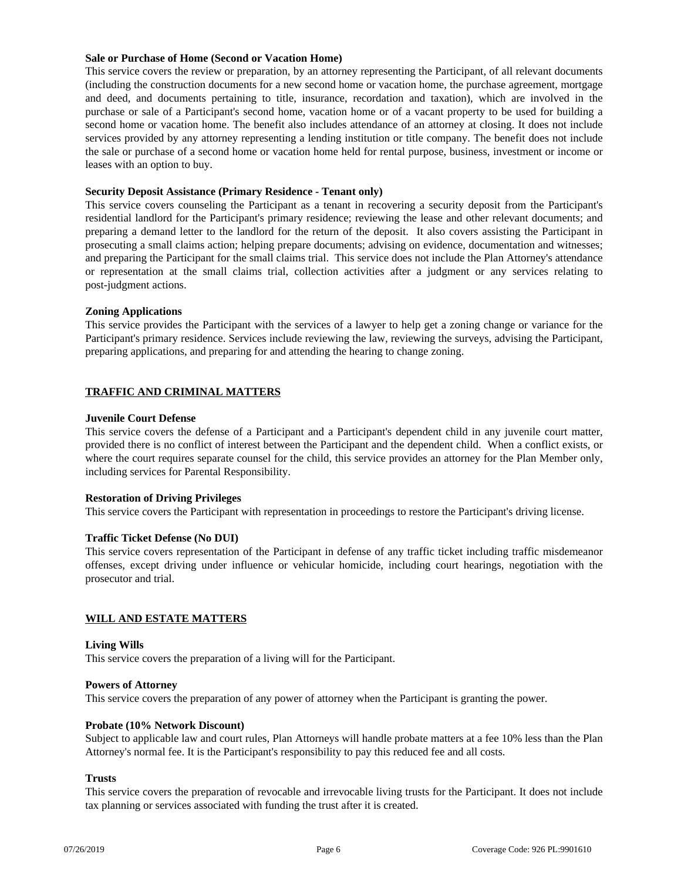**Sale or Purchase of Home (Second or Vacation Home)**

This service covers the review or preparation, by an attorney representing the Participant, of all relevant documents (including the construction documents for a new second home or vacation home, the purchase agreement, mortgage and deed, and documents pertaining to title, insurance, recordation and taxation), which are involved in the purchase or sale of a Participant's second home, vacation home or of a vacant property to be used for building a second home or vacation home. The benefit also includes attendance of an attorney at closing. It does not include services provided by any attorney representing a lending institution or title company. The benefit does not include the sale or purchase of a second home or vacation home held for rental purpose, business, investment or income or leases with an option to buy.

**Security Deposit Assistance (Primary Residence - Tenant only)**

This service covers counseling the Participant as a tenant in recovering a security deposit from the Participant's residential landlord for the Participant's primary residence; reviewing the lease and other relevant documents; and preparing a demand letter to the landlord for the return of the deposit. It also covers assisting the Participant in prosecuting a small claims action; helping prepare documents; advising on evidence, documentation and witnesses; and preparing the Participant for the small claims trial. This service does not include the Plan Attorney's attendance or representation at the small claims trial, collection activities after a judgment or any services relating to post-judgment actions.

**Zoning Applications**

This service provides the Participant with the services of a lawyer to help get a zoning change or variance for the Participant's primary residence. Services include reviewing the law, reviewing the surveys, advising the Participant, preparing applications, and preparing for and attending the hearing to change zoning.

## TRAFFIC AND CRIMINAL MATTERS

**Juvenile Court Defense**

This service covers the defense of a Participant and a Participant's dependent child in any juvenile court matter, provided there is no conflict of interest between the Participant and the dependent child. When a conflict exists, or where the court requires separate counsel for the child, this service provides an attorney for the Plan Member only, including services for Parental Responsibility.

**Restoration of Driving Privileges**

This service covers the Participant with representation in proceedings to restore the Participant's driving license.

**Traffic Ticket Defense (No DUI)**

This service covers representation of the Participant in defense of any traffic ticket including traffic misdemeanor offenses, except driving under influence or vehicular homicide, including court hearings, negotiation with the prosecutor and trial.

## WILL AND ESTATE MATTERS

**Living Wills**

This service covers the preparation of a living will for the Participant.

**Powers of Attorney**

This service covers the preparation of any power of attorney when the Participant is granting the power.

**Probate (10% Network Discount)**

Subject to applicable law and court rules, Plan Attorneys will handle probate matters at a fee 10% less than the Plan Attorney's normal fee. It is the Participant's responsibility to pay this reduced fee and all costs.

**Trusts**

This service covers the preparation of revocable and irrevocable living trusts for the Participant. It does not include tax planning or services associated with funding the trust after it is created.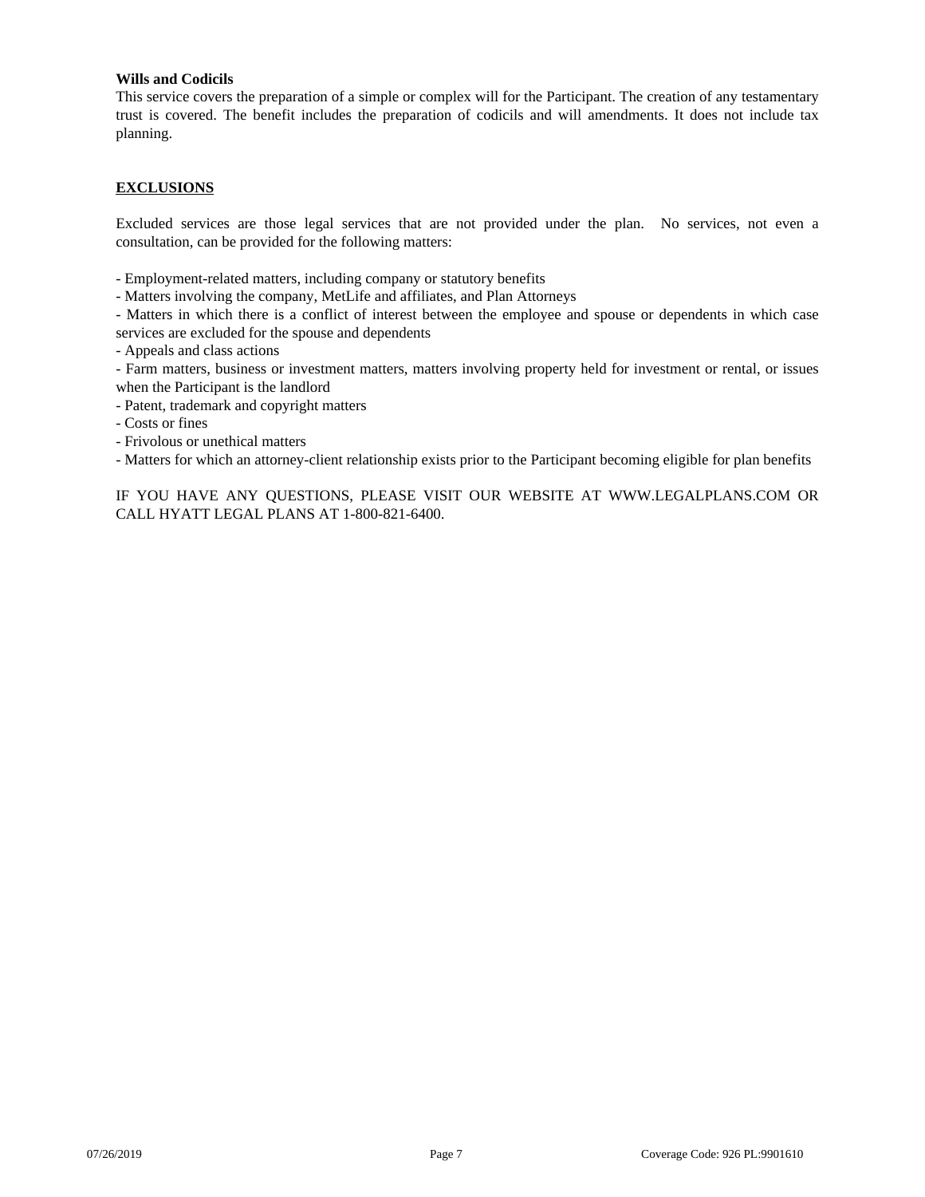**Wills and Codicils**
This service covers the preparation of a simple or complex will for the Participant. The creation of any testamentary trust is covered. The benefit includes the preparation of codicils and will amendments. It does not include tax planning.

## EXCLUSIONS

Excluded services are those legal services that are not provided under the plan. No services, not even a consultation, can be provided for the following matters:

- Employment-related matters, including company or statutory benefits
- Matters involving the company, MetLife and affiliates, and Plan Attorneys
- Matters in which there is a conflict of interest between the employee and spouse or dependents in which case services are excluded for the spouse and dependents
- Appeals and class actions
- Farm matters, business or investment matters, matters involving property held for investment or rental, or issues when the Participant is the landlord
- Patent, trademark and copyright matters
- Costs or fines
- Frivolous or unethical matters
- Matters for which an attorney-client relationship exists prior to the Participant becoming eligible for plan benefits

IF YOU HAVE ANY QUESTIONS, PLEASE VISIT OUR WEBSITE AT WWW.LEGALPLANS.COM OR CALL HYATT LEGAL PLANS AT 1-800-821-6400.